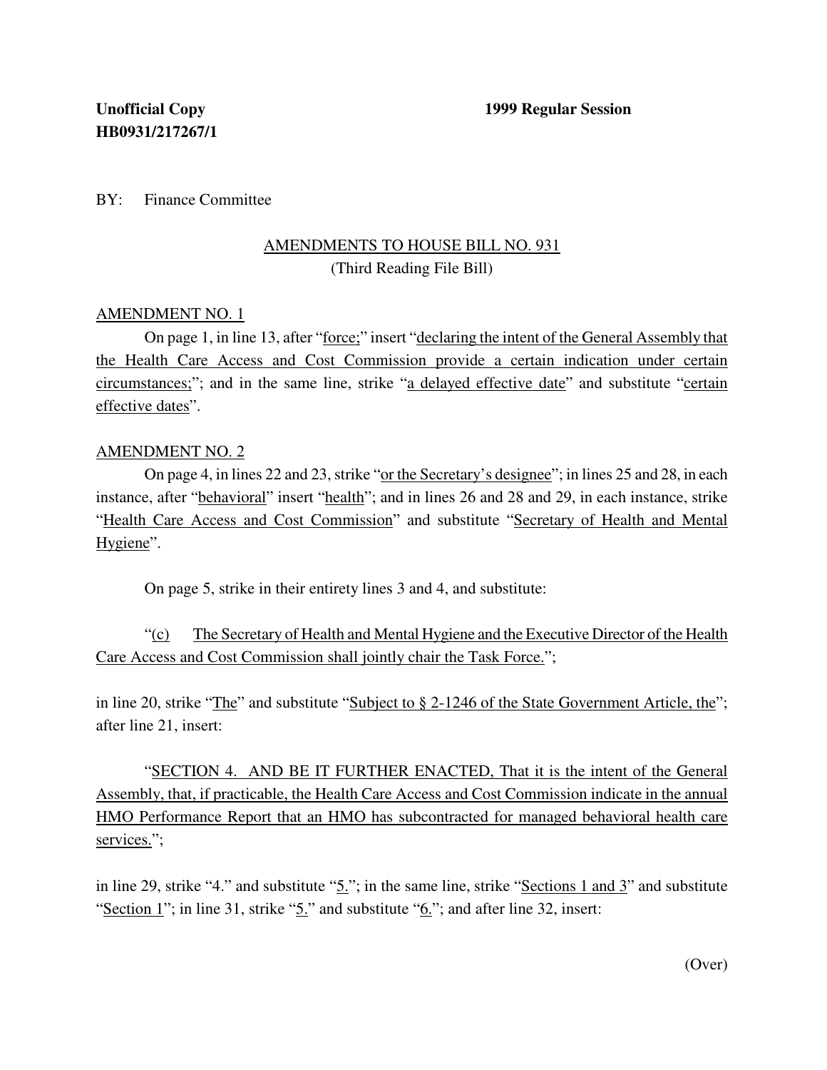**Unofficial Copy** **1999 Regular Session**
**HB0931/217267/1**

BY: Finance Committee

AMENDMENTS TO HOUSE BILL NO. 931
(Third Reading File Bill)

AMENDMENT NO. 1

On page 1, in line 13, after "force;" insert "declaring the intent of the General Assembly that the Health Care Access and Cost Commission provide a certain indication under certain circumstances;"; and in the same line, strike "a delayed effective date" and substitute "certain effective dates".

AMENDMENT NO. 2

On page 4, in lines 22 and 23, strike "or the Secretary's designee"; in lines 25 and 28, in each instance, after "behavioral" insert "health"; and in lines 26 and 28 and 29, in each instance, strike "Health Care Access and Cost Commission" and substitute "Secretary of Health and Mental Hygiene".

On page 5, strike in their entirety lines 3 and 4, and substitute:

"(c) The Secretary of Health and Mental Hygiene and the Executive Director of the Health Care Access and Cost Commission shall jointly chair the Task Force.";

in line 20, strike "The" and substitute "Subject to § 2-1246 of the State Government Article, the"; after line 21, insert:

"SECTION 4. AND BE IT FURTHER ENACTED, That it is the intent of the General Assembly, that, if practicable, the Health Care Access and Cost Commission indicate in the annual HMO Performance Report that an HMO has subcontracted for managed behavioral health care services.";

in line 29, strike "4." and substitute "5."; in the same line, strike "Sections 1 and 3" and substitute "Section 1"; in line 31, strike "5." and substitute "6."; and after line 32, insert:

(Over)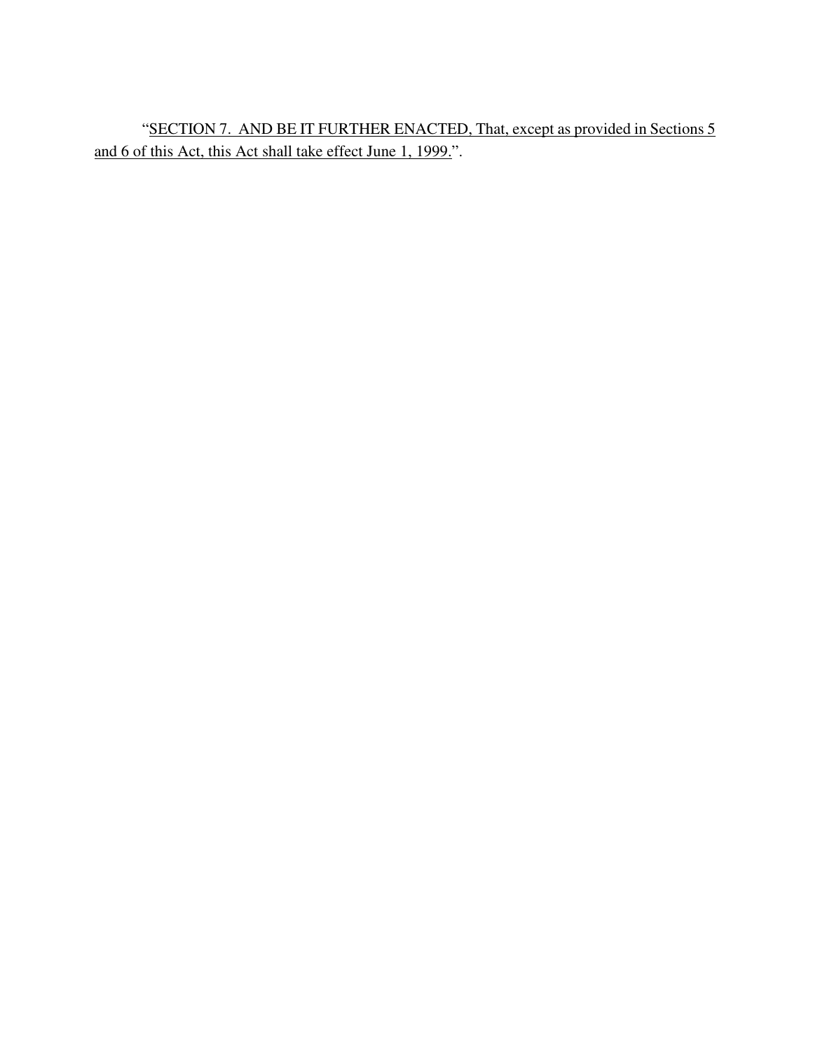"SECTION 7. AND BE IT FURTHER ENACTED, That, except as provided in Sections 5 and 6 of this Act, this Act shall take effect June 1, 1999.".